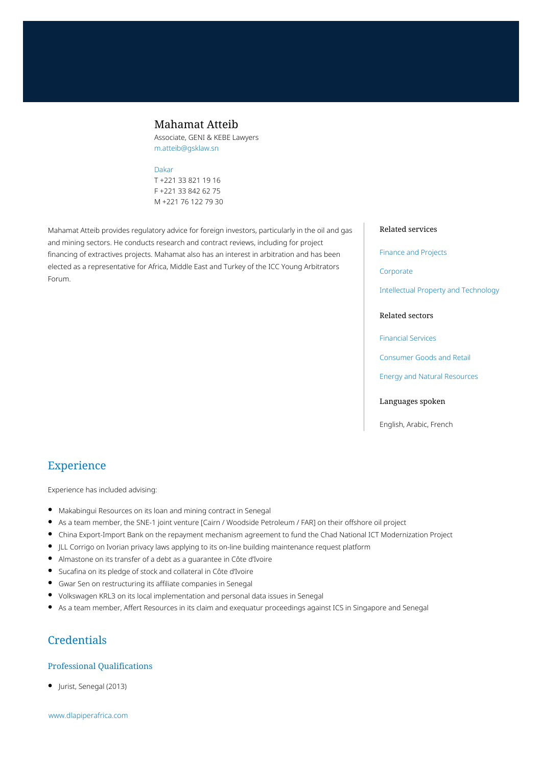# Mahamat Atteib

Associate, GENI & KEBE Lawyers
m.atteib@gsklaw.sn

Dakar
T +221 33 821 19 16
F +221 33 842 62 75
M +221 76 122 79 30

Mahamat Atteib provides regulatory advice for foreign investors, particularly in the oil and gas and mining sectors. He conducts research and contract reviews, including for project financing of extractives projects. Mahamat also has an interest in arbitration and has been elected as a representative for Africa, Middle East and Turkey of the ICC Young Arbitrators Forum.

### Related services

Finance and Projects

Corporate

Intellectual Property and Technology

### Related sectors

Financial Services

Consumer Goods and Retail

Energy and Natural Resources

### Languages spoken

English, Arabic, French

## Experience

Experience has included advising:

- Makabingui Resources on its loan and mining contract in Senegal
- As a team member, the SNE-1 joint venture [Cairn / Woodside Petroleum / FAR] on their offshore oil project
- China Export-Import Bank on the repayment mechanism agreement to fund the Chad National ICT Modernization Project
- JLL Corrigo on Ivorian privacy laws applying to its on-line building maintenance request platform
- Almastone on its transfer of a debt as a guarantee in Côte d'Ivoire
- Sucafina on its pledge of stock and collateral in Côte d'Ivoire
- Gwar Sen on restructuring its affiliate companies in Senegal
- Volkswagen KRL3 on its local implementation and personal data issues in Senegal
- As a team member, Affert Resources in its claim and exequatur proceedings against ICS in Singapore and Senegal

## Credentials

### Professional Qualifications

- Jurist, Senegal (2013)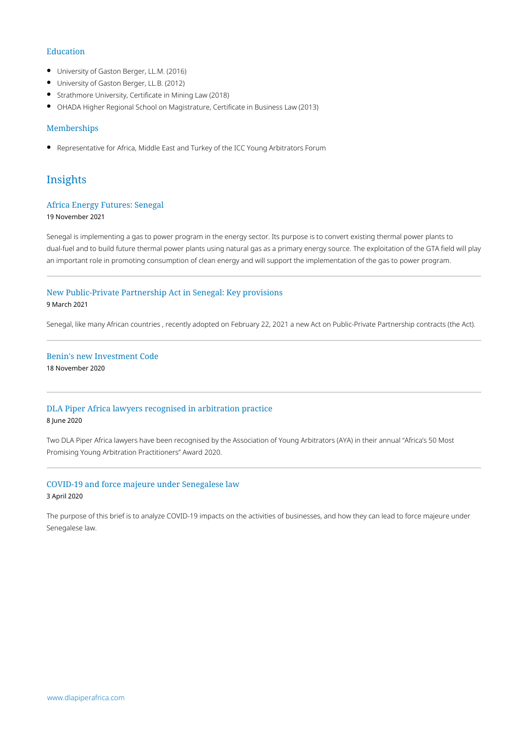### Education

- University of Gaston Berger, LL.M. (2016)
- University of Gaston Berger, LL.B. (2012)
- Strathmore University, Certificate in Mining Law (2018)
- OHADA Higher Regional School on Magistrature, Certificate in Business Law (2013)

### Memberships

- Representative for Africa, Middle East and Turkey of the ICC Young Arbitrators Forum

## Insights

### Africa Energy Futures: Senegal

19 November 2021

Senegal is implementing a gas to power program in the energy sector. Its purpose is to convert existing thermal power plants to dual-fuel and to build future thermal power plants using natural gas as a primary energy source. The exploitation of the GTA field will play an important role in promoting consumption of clean energy and will support the implementation of the gas to power program.

---

### New Public-Private Partnership Act in Senegal: Key provisions

9 March 2021

Senegal, like many African countries , recently adopted on February 22, 2021 a new Act on Public-Private Partnership contracts (the Act).

---

### Benin's new Investment Code

18 November 2020

---

### DLA Piper Africa lawyers recognised in arbitration practice

8 June 2020

Two DLA Piper Africa lawyers have been recognised by the Association of Young Arbitrators (AYA) in their annual "Africa's 50 Most Promising Young Arbitration Practitioners" Award 2020.

---

### COVID-19 and force majeure under Senegalese law

3 April 2020

The purpose of this brief is to analyze COVID-19 impacts on the activities of businesses, and how they can lead to force majeure under Senegalese law.